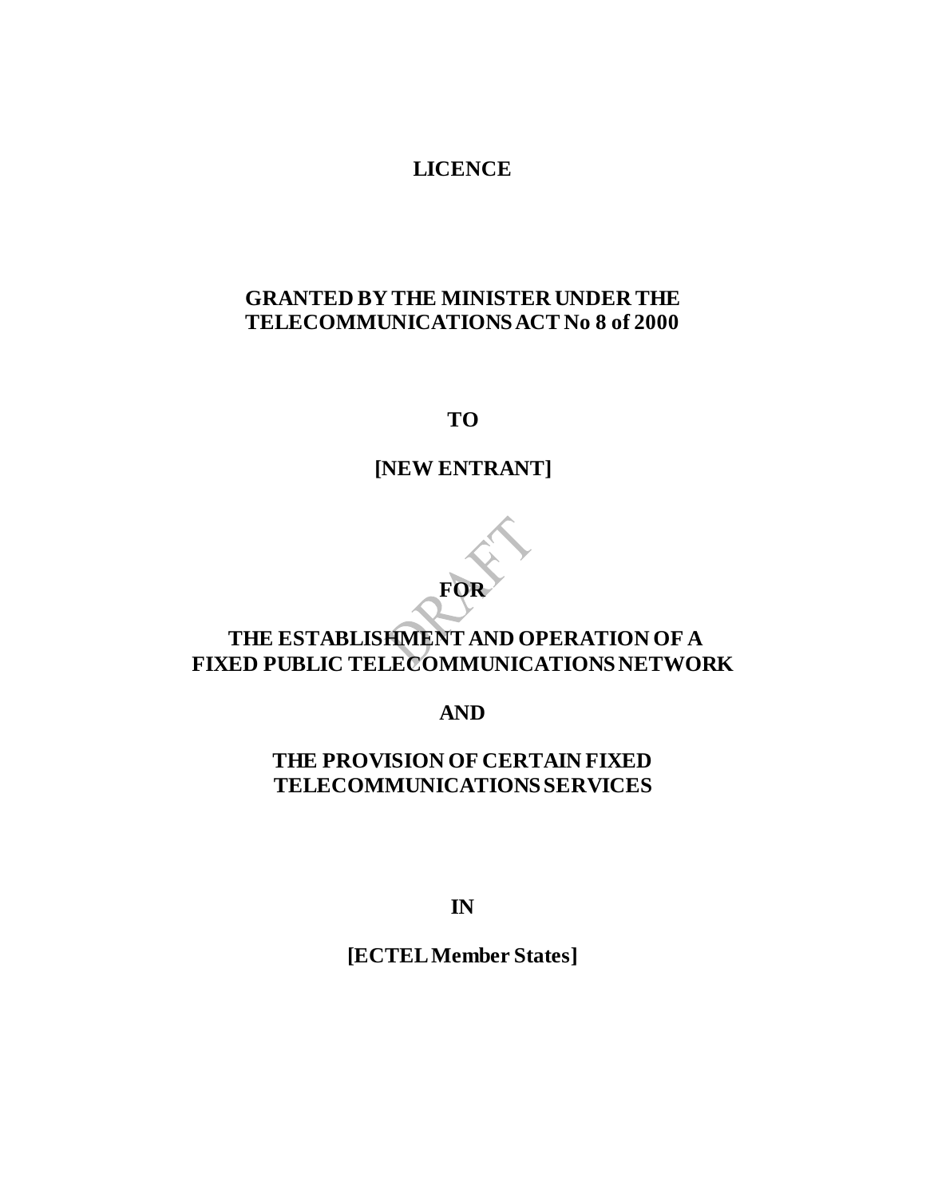# LICENCE

**GRANTED BY THE MINISTER UNDER THE TELECOMMUNICATIONS ACT No 8 of 2000**

**TO**

**[NEW ENTRANT]**

**FOR**

**THE ESTABLISHMENT AND OPERATION OF A FIXED PUBLIC TELECOMMUNICATIONS NETWORK**

**AND**

**THE PROVISION OF CERTAIN FIXED TELECOMMUNICATIONS SERVICES**

**IN**

**[ECTEL Member States]**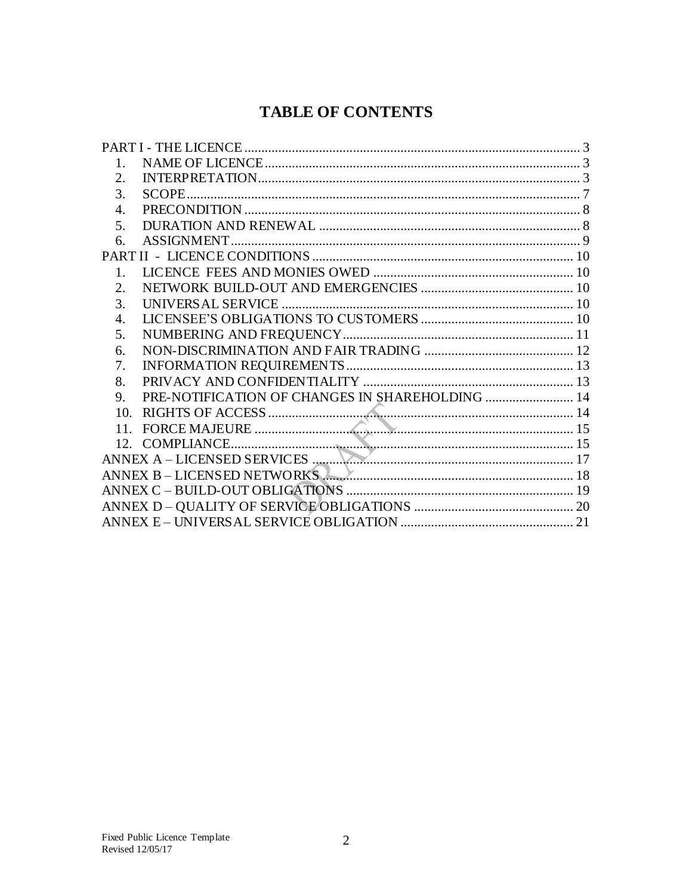# TABLE OF CONTENTS

PART I - THE LICENCE ................................................................................................ 3
1. NAME OF LICENCE ............................................................................................ 3
2. INTERPRETATION .............................................................................................. 3
3. SCOPE ................................................................................................................... 7
4. PRECONDITION .................................................................................................. 8
5. DURATION AND RENEWAL ............................................................................ 8
6. ASSIGNMENT ...................................................................................................... 9

PART II - LICENCE CONDITIONS ............................................................................ 10
1. LICENCE FEES AND MONIES OWED ........................................................... 10
2. NETWORK BUILD-OUT AND EMERGENCIES ............................................. 10
3. UNIVERSAL SERVICE ...................................................................................... 10
4. LICENSEE'S OBLIGATIONS TO CUSTOMERS ............................................ 10
5. NUMBERING AND FREQUENCY ................................................................... 11
6. NON-DISCRIMINATION AND FAIR TRADING ............................................ 12
7. INFORMATION REQUIREMENTS ................................................................... 13
8. PRIVACY AND CONFIDENTIALITY .............................................................. 13
9. PRE-NOTIFICATION OF CHANGES IN SHAREHOLDING .......................... 14
10. RIGHTS OF ACCESS .......................................................................................... 14
11. FORCE MAJEURE .............................................................................................. 15
12. COMPLIANCE ...................................................................................................... 15

ANNEX A – LICENSED SERVICES ............................................................................ 17
ANNEX B – LICENSED NETWORKS ......................................................................... 18
ANNEX C – BUILD-OUT OBLIGATIONS .................................................................. 19
ANNEX D – QUALITY OF SERVICE OBLIGATIONS ............................................... 20
ANNEX E – UNIVERSAL SERVICE OBLIGATION ................................................... 21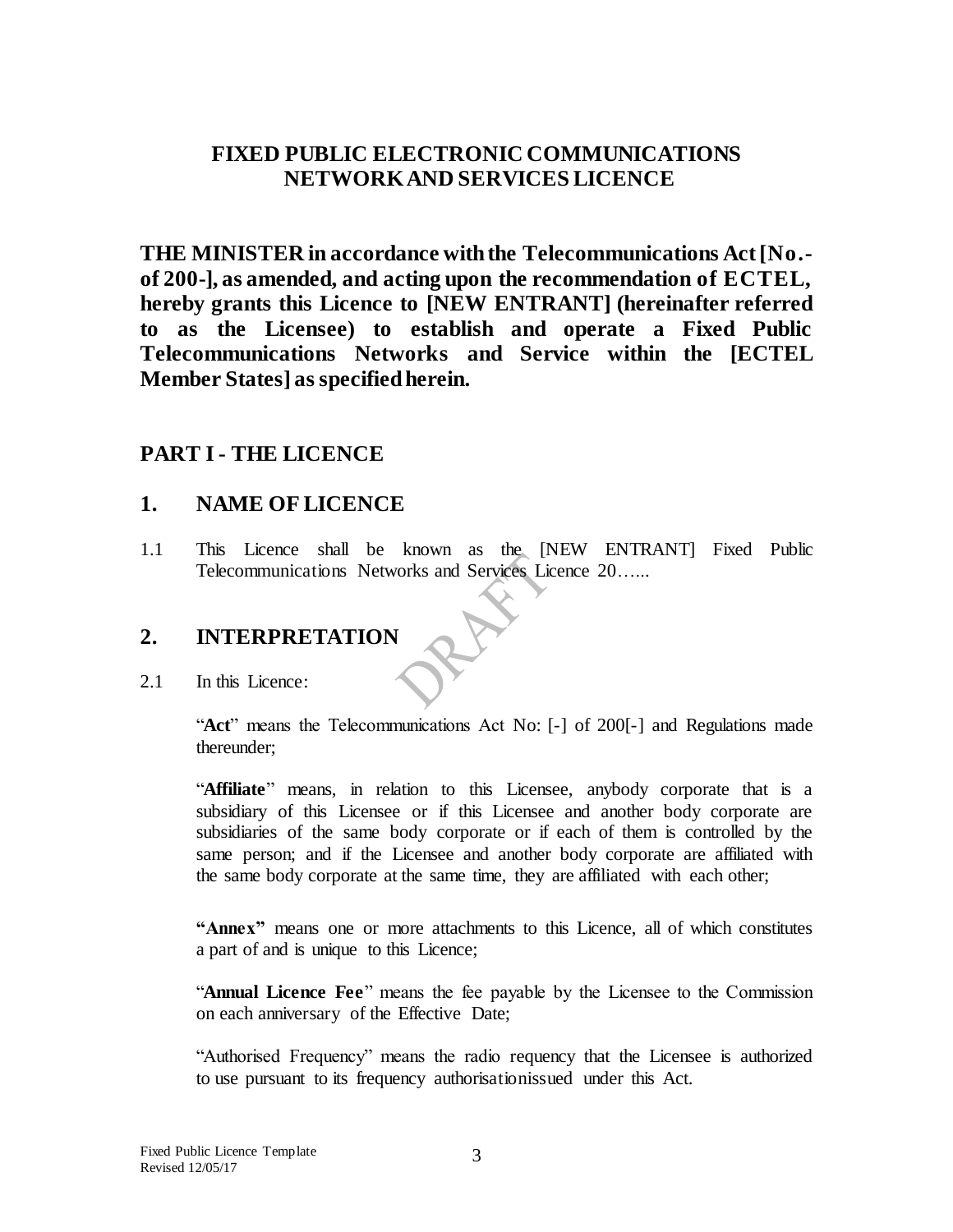# FIXED PUBLIC ELECTRONIC COMMUNICATIONS NETWORK AND SERVICES LICENCE

**THE MINISTER in accordance with the Telecommunications Act [No.- of 200-], as amended, and acting upon the recommendation of ECTEL, hereby grants this Licence to [NEW ENTRANT] (hereinafter referred to as the Licensee) to establish and operate a Fixed Public Telecommunications Networks and Service within the [ECTEL Member States] as specified herein.**

## PART I - THE LICENCE

## 1. NAME OF LICENCE

1.1 This Licence shall be known as the [NEW ENTRANT] Fixed Public Telecommunications Networks and Services Licence 20…...

## 2. INTERPRETATION

2.1 In this Licence:

"**Act**" means the Telecommunications Act No: [-] of 200[-] and Regulations made thereunder;

"**Affiliate**" means, in relation to this Licensee, anybody corporate that is a subsidiary of this Licensee or if this Licensee and another body corporate are subsidiaries of the same body corporate or if each of them is controlled by the same person; and if the Licensee and another body corporate are affiliated with the same body corporate at the same time, they are affiliated with each other;

**"Annex"** means one or more attachments to this Licence, all of which constitutes a part of and is unique to this Licence;

"**Annual Licence Fee**" means the fee payable by the Licensee to the Commission on each anniversary of the Effective Date;

"Authorised Frequency" means the radio requency that the Licensee is authorized to use pursuant to its frequency authorisationissued under this Act.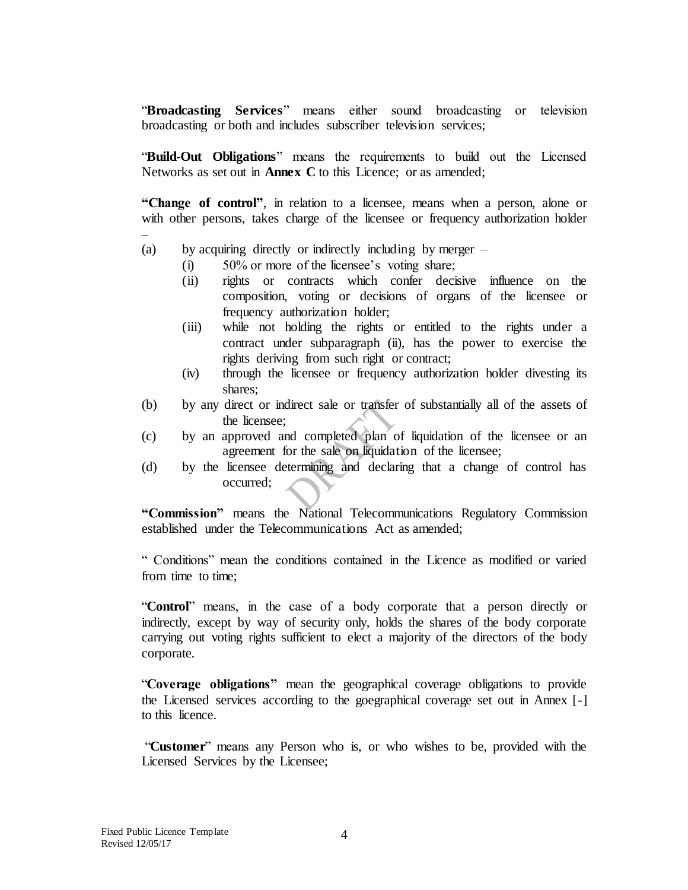"**Broadcasting Services**" means either sound broadcasting or television broadcasting or both and includes subscriber television services;

"**Build-Out Obligations**" means the requirements to build out the Licensed Networks as set out in **Annex C** to this Licence; or as amended;

**"Change of control"**, in relation to a licensee, means when a person, alone or with other persons, takes charge of the licensee or frequency authorization holder –

(a) by acquiring directly or indirectly including by merger –
   (i) 50% or more of the licensee's voting share;
   (ii) rights or contracts which confer decisive influence on the composition, voting or decisions of organs of the licensee or frequency authorization holder;
   (iii) while not holding the rights or entitled to the rights under a contract under subparagraph (ii), has the power to exercise the rights deriving from such right or contract;
   (iv) through the licensee or frequency authorization holder divesting its shares;

(b) by any direct or indirect sale or transfer of substantially all of the assets of the licensee;

(c) by an approved and completed plan of liquidation of the licensee or an agreement for the sale on liquidation of the licensee;

(d) by the licensee determining and declaring that a change of control has occurred;

**"Commission"** means the National Telecommunications Regulatory Commission established under the Telecommunications Act as amended;

" Conditions" mean the conditions contained in the Licence as modified or varied from time to time;

"**Control**" means, in the case of a body corporate that a person directly or indirectly, except by way of security only, holds the shares of the body corporate carrying out voting rights sufficient to elect a majority of the directors of the body corporate.

"**Coverage obligations"** mean the geographical coverage obligations to provide the Licensed services according to the goegraphical coverage set out in Annex [-] to this licence.

"**Customer**" means any Person who is, or who wishes to be, provided with the Licensed Services by the Licensee;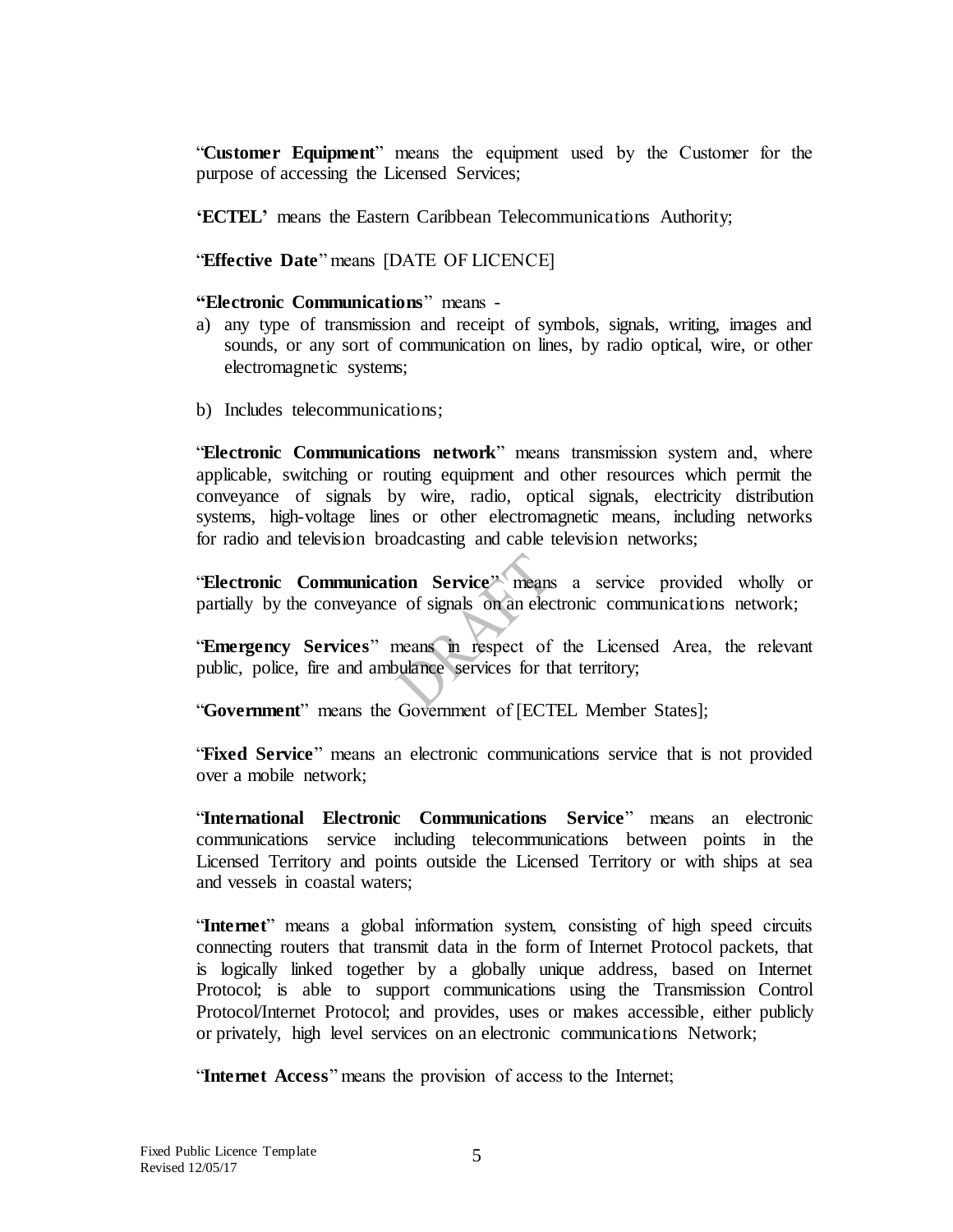"**Customer Equipment**" means the equipment used by the Customer for the purpose of accessing the Licensed Services;

**'ECTEL'** means the Eastern Caribbean Telecommunications Authority;

"**Effective Date**" means [DATE OF LICENCE]

**"Electronic Communications**" means -

a) any type of transmission and receipt of symbols, signals, writing, images and sounds, or any sort of communication on lines, by radio optical, wire, or other electromagnetic systems;

b) Includes telecommunications;

"**Electronic Communications network**" means transmission system and, where applicable, switching or routing equipment and other resources which permit the conveyance of signals by wire, radio, optical signals, electricity distribution systems, high-voltage lines or other electromagnetic means, including networks for radio and television broadcasting and cable television networks;

"**Electronic Communication Service**" means a service provided wholly or partially by the conveyance of signals on an electronic communications network;

"**Emergency Services**" means in respect of the Licensed Area, the relevant public, police, fire and ambulance services for that territory;

"**Government**" means the Government of [ECTEL Member States];

"**Fixed Service**" means an electronic communications service that is not provided over a mobile network;

"**International Electronic Communications Service**" means an electronic communications service including telecommunications between points in the Licensed Territory and points outside the Licensed Territory or with ships at sea and vessels in coastal waters;

"**Internet**" means a global information system, consisting of high speed circuits connecting routers that transmit data in the form of Internet Protocol packets, that is logically linked together by a globally unique address, based on Internet Protocol; is able to support communications using the Transmission Control Protocol/Internet Protocol; and provides, uses or makes accessible, either publicly or privately, high level services on an electronic communications Network;

"**Internet Access**" means the provision of access to the Internet;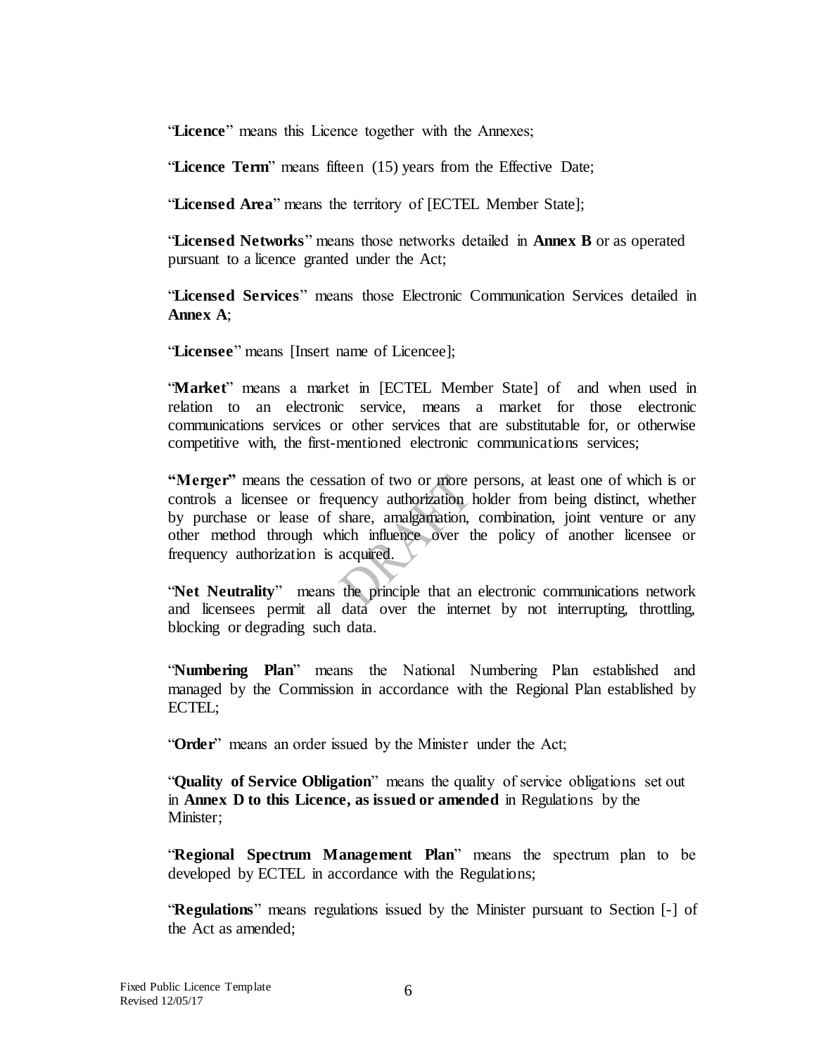"**Licence**" means this Licence together with the Annexes;

"**Licence Term**" means fifteen (15) years from the Effective Date;

"**Licensed Area**" means the territory of [ECTEL Member State];

"**Licensed Networks**" means those networks detailed in **Annex B** or as operated pursuant to a licence granted under the Act;

"**Licensed Services**" means those Electronic Communication Services detailed in **Annex A**;

"**Licensee**" means [Insert name of Licencee];

"**Market**" means a market in [ECTEL Member State] of and when used in relation to an electronic service, means a market for those electronic communications services or other services that are substitutable for, or otherwise competitive with, the first-mentioned electronic communications services;

**"Merger"** means the cessation of two or more persons, at least one of which is or controls a licensee or frequency authorization holder from being distinct, whether by purchase or lease of share, amalgamation, combination, joint venture or any other method through which influence over the policy of another licensee or frequency authorization is acquired.

"**Net Neutrality**" means the principle that an electronic communications network and licensees permit all data over the internet by not interrupting, throttling, blocking or degrading such data.

"**Numbering Plan**" means the National Numbering Plan established and managed by the Commission in accordance with the Regional Plan established by ECTEL;

"**Order**" means an order issued by the Minister under the Act;

"**Quality of Service Obligation**" means the quality of service obligations set out in **Annex D to this Licence, as issued or amended** in Regulations by the Minister;

"**Regional Spectrum Management Plan**" means the spectrum plan to be developed by ECTEL in accordance with the Regulations;

"**Regulations**" means regulations issued by the Minister pursuant to Section [-] of the Act as amended;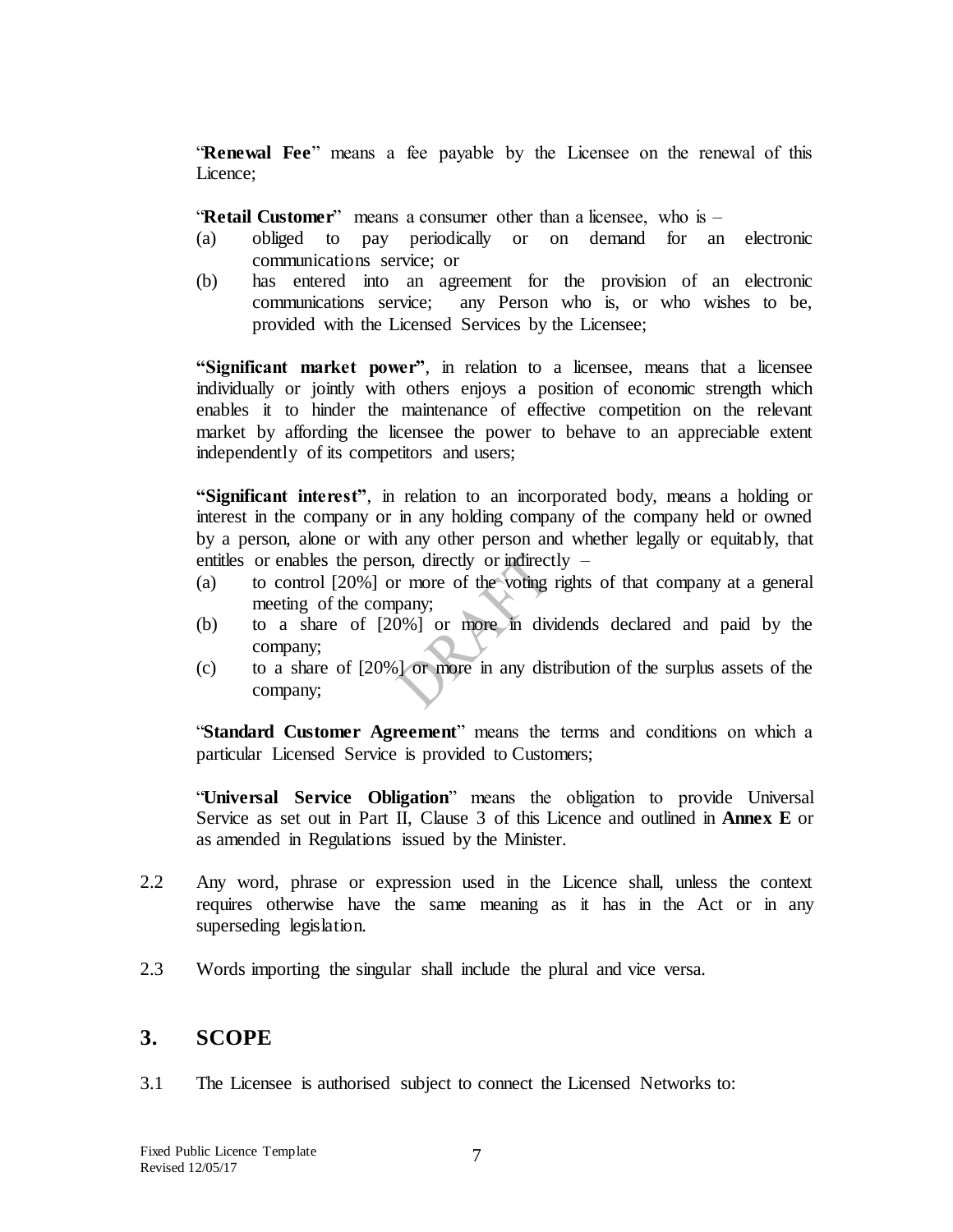"**Renewal Fee**" means a fee payable by the Licensee on the renewal of this Licence;

"**Retail Customer**" means a consumer other than a licensee, who is –

(a) obliged to pay periodically or on demand for an electronic communications service; or

(b) has entered into an agreement for the provision of an electronic communications service; any Person who is, or who wishes to be, provided with the Licensed Services by the Licensee;

**"Significant market power"**, in relation to a licensee, means that a licensee individually or jointly with others enjoys a position of economic strength which enables it to hinder the maintenance of effective competition on the relevant market by affording the licensee the power to behave to an appreciable extent independently of its competitors and users;

**"Significant interest"**, in relation to an incorporated body, means a holding or interest in the company or in any holding company of the company held or owned by a person, alone or with any other person and whether legally or equitably, that entitles or enables the person, directly or indirectly –

(a) to control [20%] or more of the voting rights of that company at a general meeting of the company;

(b) to a share of [20%] or more in dividends declared and paid by the company;

(c) to a share of [20%] or more in any distribution of the surplus assets of the company;

"**Standard Customer Agreement**" means the terms and conditions on which a particular Licensed Service is provided to Customers;

"**Universal Service Obligation**" means the obligation to provide Universal Service as set out in Part II, Clause 3 of this Licence and outlined in **Annex E** or as amended in Regulations issued by the Minister.

2.2 Any word, phrase or expression used in the Licence shall, unless the context requires otherwise have the same meaning as it has in the Act or in any superseding legislation.

2.3 Words importing the singular shall include the plural and vice versa.

## 3. SCOPE

3.1 The Licensee is authorised subject to connect the Licensed Networks to: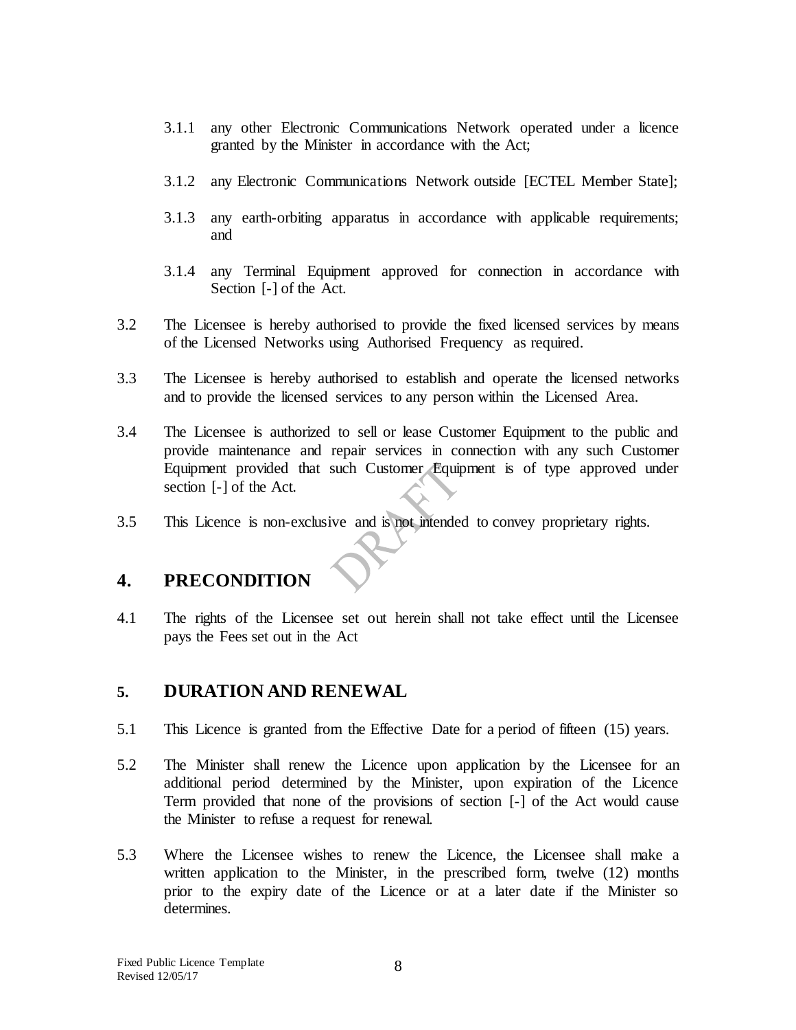3.1.1 any other Electronic Communications Network operated under a licence granted by the Minister in accordance with the Act;

3.1.2 any Electronic Communications Network outside [ECTEL Member State];

3.1.3 any earth-orbiting apparatus in accordance with applicable requirements; and

3.1.4 any Terminal Equipment approved for connection in accordance with Section [-] of the Act.

3.2 The Licensee is hereby authorised to provide the fixed licensed services by means of the Licensed Networks using Authorised Frequency as required.

3.3 The Licensee is hereby authorised to establish and operate the licensed networks and to provide the licensed services to any person within the Licensed Area.

3.4 The Licensee is authorized to sell or lease Customer Equipment to the public and provide maintenance and repair services in connection with any such Customer Equipment provided that such Customer Equipment is of type approved under section [-] of the Act.

3.5 This Licence is non-exclusive and is not intended to convey proprietary rights.

## 4. PRECONDITION

4.1 The rights of the Licensee set out herein shall not take effect until the Licensee pays the Fees set out in the Act

## 5. DURATION AND RENEWAL

5.1 This Licence is granted from the Effective Date for a period of fifteen (15) years.

5.2 The Minister shall renew the Licence upon application by the Licensee for an additional period determined by the Minister, upon expiration of the Licence Term provided that none of the provisions of section [-] of the Act would cause the Minister to refuse a request for renewal.

5.3 Where the Licensee wishes to renew the Licence, the Licensee shall make a written application to the Minister, in the prescribed form, twelve (12) months prior to the expiry date of the Licence or at a later date if the Minister so determines.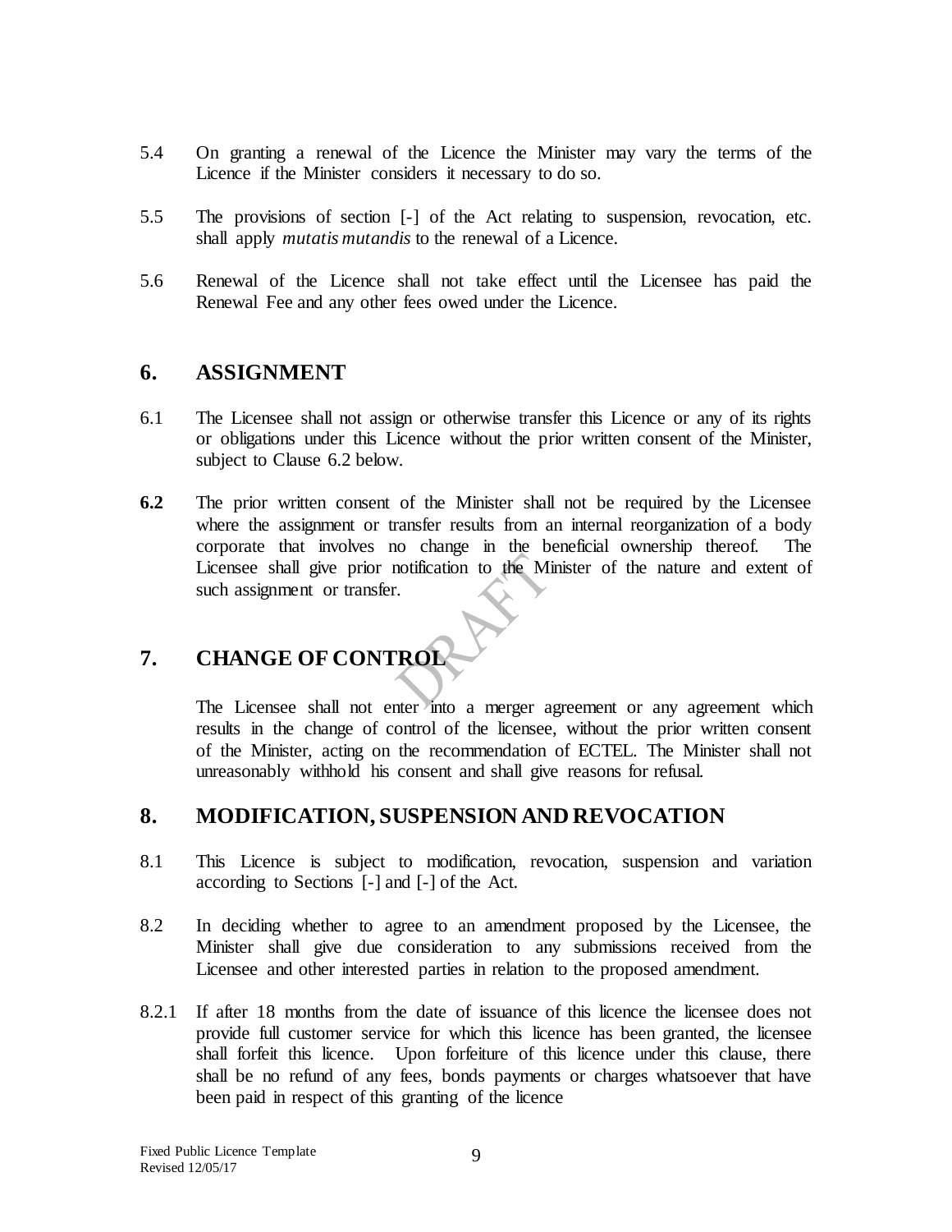5.4 On granting a renewal of the Licence the Minister may vary the terms of the Licence if the Minister considers it necessary to do so.

5.5 The provisions of section [-] of the Act relating to suspension, revocation, etc. shall apply *mutatis mutandis* to the renewal of a Licence.

5.6 Renewal of the Licence shall not take effect until the Licensee has paid the Renewal Fee and any other fees owed under the Licence.

## 6. ASSIGNMENT

6.1 The Licensee shall not assign or otherwise transfer this Licence or any of its rights or obligations under this Licence without the prior written consent of the Minister, subject to Clause 6.2 below.

**6.2** The prior written consent of the Minister shall not be required by the Licensee where the assignment or transfer results from an internal reorganization of a body corporate that involves no change in the beneficial ownership thereof. The Licensee shall give prior notification to the Minister of the nature and extent of such assignment or transfer.

## 7. CHANGE OF CONTROL

The Licensee shall not enter into a merger agreement or any agreement which results in the change of control of the licensee, without the prior written consent of the Minister, acting on the recommendation of ECTEL. The Minister shall not unreasonably withhold his consent and shall give reasons for refusal.

## 8. MODIFICATION, SUSPENSION AND REVOCATION

8.1 This Licence is subject to modification, revocation, suspension and variation according to Sections [-] and [-] of the Act.

8.2 In deciding whether to agree to an amendment proposed by the Licensee, the Minister shall give due consideration to any submissions received from the Licensee and other interested parties in relation to the proposed amendment.

8.2.1 If after 18 months from the date of issuance of this licence the licensee does not provide full customer service for which this licence has been granted, the licensee shall forfeit this licence. Upon forfeiture of this licence under this clause, there shall be no refund of any fees, bonds payments or charges whatsoever that have been paid in respect of this granting of the licence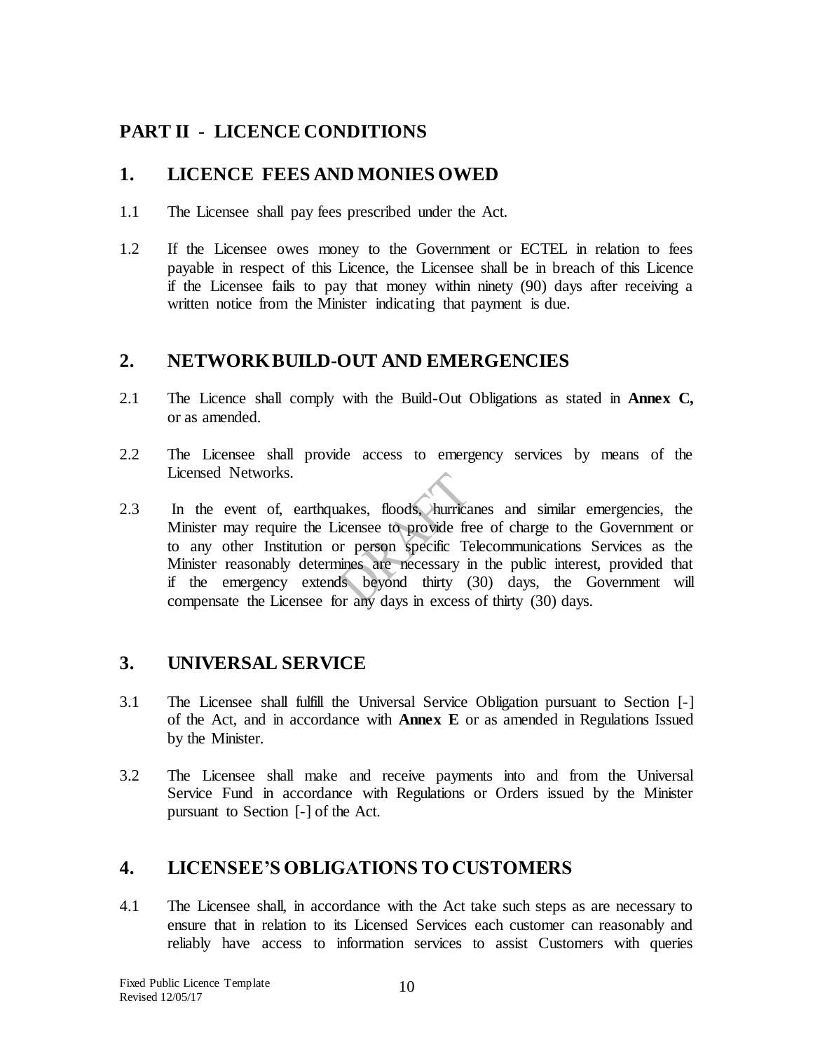## PART II - LICENCE CONDITIONS

## 1. LICENCE FEES AND MONIES OWED

1.1 The Licensee shall pay fees prescribed under the Act.

1.2 If the Licensee owes money to the Government or ECTEL in relation to fees payable in respect of this Licence, the Licensee shall be in breach of this Licence if the Licensee fails to pay that money within ninety (90) days after receiving a written notice from the Minister indicating that payment is due.

## 2. NETWORK BUILD-OUT AND EMERGENCIES

2.1 The Licence shall comply with the Build-Out Obligations as stated in **Annex C,** or as amended.

2.2 The Licensee shall provide access to emergency services by means of the Licensed Networks.

2.3 In the event of, earthquakes, floods, hurricanes and similar emergencies, the Minister may require the Licensee to provide free of charge to the Government or to any other Institution or person specific Telecommunications Services as the Minister reasonably determines are necessary in the public interest, provided that if the emergency extends beyond thirty (30) days, the Government will compensate the Licensee for any days in excess of thirty (30) days.

## 3. UNIVERSAL SERVICE

3.1 The Licensee shall fulfill the Universal Service Obligation pursuant to Section [-] of the Act, and in accordance with **Annex E** or as amended in Regulations Issued by the Minister.

3.2 The Licensee shall make and receive payments into and from the Universal Service Fund in accordance with Regulations or Orders issued by the Minister pursuant to Section [-] of the Act.

## 4. LICENSEE'S OBLIGATIONS TO CUSTOMERS

4.1 The Licensee shall, in accordance with the Act take such steps as are necessary to ensure that in relation to its Licensed Services each customer can reasonably and reliably have access to information services to assist Customers with queries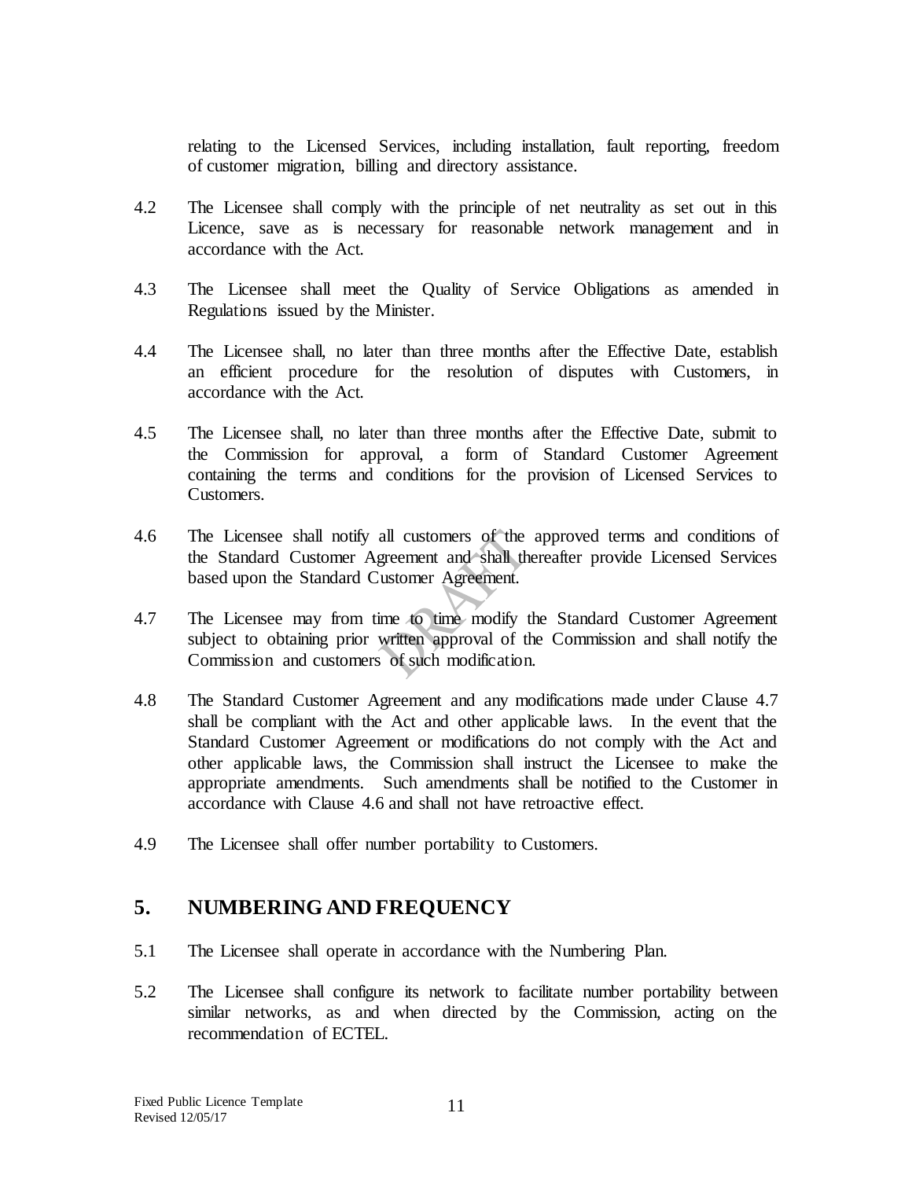relating to the Licensed Services, including installation, fault reporting, freedom of customer migration, billing and directory assistance.

4.2 The Licensee shall comply with the principle of net neutrality as set out in this Licence, save as is necessary for reasonable network management and in accordance with the Act.

4.3 The Licensee shall meet the Quality of Service Obligations as amended in Regulations issued by the Minister.

4.4 The Licensee shall, no later than three months after the Effective Date, establish an efficient procedure for the resolution of disputes with Customers, in accordance with the Act.

4.5 The Licensee shall, no later than three months after the Effective Date, submit to the Commission for approval, a form of Standard Customer Agreement containing the terms and conditions for the provision of Licensed Services to Customers.

4.6 The Licensee shall notify all customers of the approved terms and conditions of the Standard Customer Agreement and shall thereafter provide Licensed Services based upon the Standard Customer Agreement.

4.7 The Licensee may from time to time modify the Standard Customer Agreement subject to obtaining prior written approval of the Commission and shall notify the Commission and customers of such modification.

4.8 The Standard Customer Agreement and any modifications made under Clause 4.7 shall be compliant with the Act and other applicable laws. In the event that the Standard Customer Agreement or modifications do not comply with the Act and other applicable laws, the Commission shall instruct the Licensee to make the appropriate amendments. Such amendments shall be notified to the Customer in accordance with Clause 4.6 and shall not have retroactive effect.

4.9 The Licensee shall offer number portability to Customers.

## 5. NUMBERING AND FREQUENCY

5.1 The Licensee shall operate in accordance with the Numbering Plan.

5.2 The Licensee shall configure its network to facilitate number portability between similar networks, as and when directed by the Commission, acting on the recommendation of ECTEL.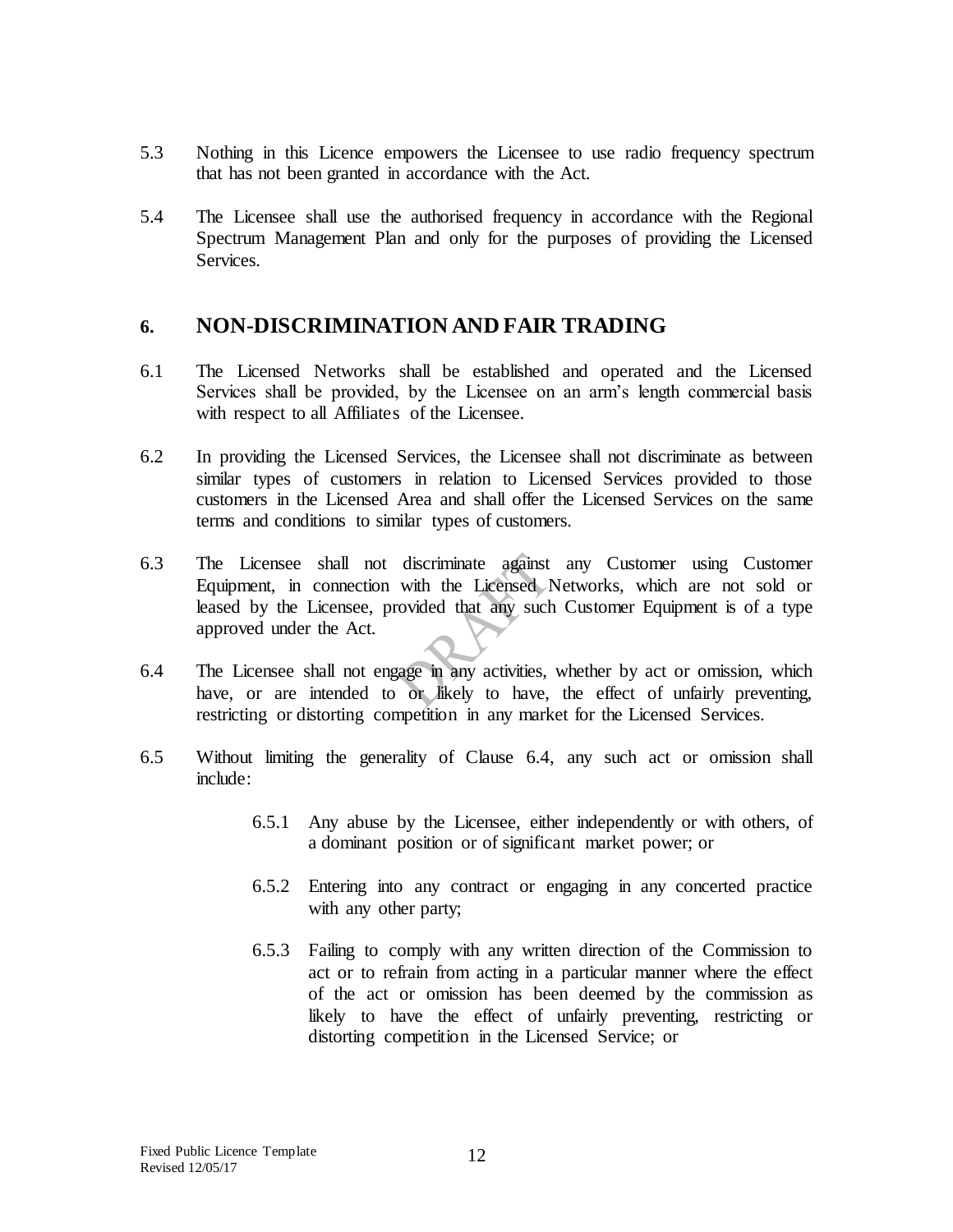5.3 Nothing in this Licence empowers the Licensee to use radio frequency spectrum that has not been granted in accordance with the Act.

5.4 The Licensee shall use the authorised frequency in accordance with the Regional Spectrum Management Plan and only for the purposes of providing the Licensed Services.

## 6. NON-DISCRIMINATION AND FAIR TRADING

6.1 The Licensed Networks shall be established and operated and the Licensed Services shall be provided, by the Licensee on an arm's length commercial basis with respect to all Affiliates of the Licensee.

6.2 In providing the Licensed Services, the Licensee shall not discriminate as between similar types of customers in relation to Licensed Services provided to those customers in the Licensed Area and shall offer the Licensed Services on the same terms and conditions to similar types of customers.

6.3 The Licensee shall not discriminate against any Customer using Customer Equipment, in connection with the Licensed Networks, which are not sold or leased by the Licensee, provided that any such Customer Equipment is of a type approved under the Act.

6.4 The Licensee shall not engage in any activities, whether by act or omission, which have, or are intended to or likely to have, the effect of unfairly preventing, restricting or distorting competition in any market for the Licensed Services.

6.5 Without limiting the generality of Clause 6.4, any such act or omission shall include:

> 6.5.1 Any abuse by the Licensee, either independently or with others, of a dominant position or of significant market power; or
>
> 6.5.2 Entering into any contract or engaging in any concerted practice with any other party;
>
> 6.5.3 Failing to comply with any written direction of the Commission to act or to refrain from acting in a particular manner where the effect of the act or omission has been deemed by the commission as likely to have the effect of unfairly preventing, restricting or distorting competition in the Licensed Service; or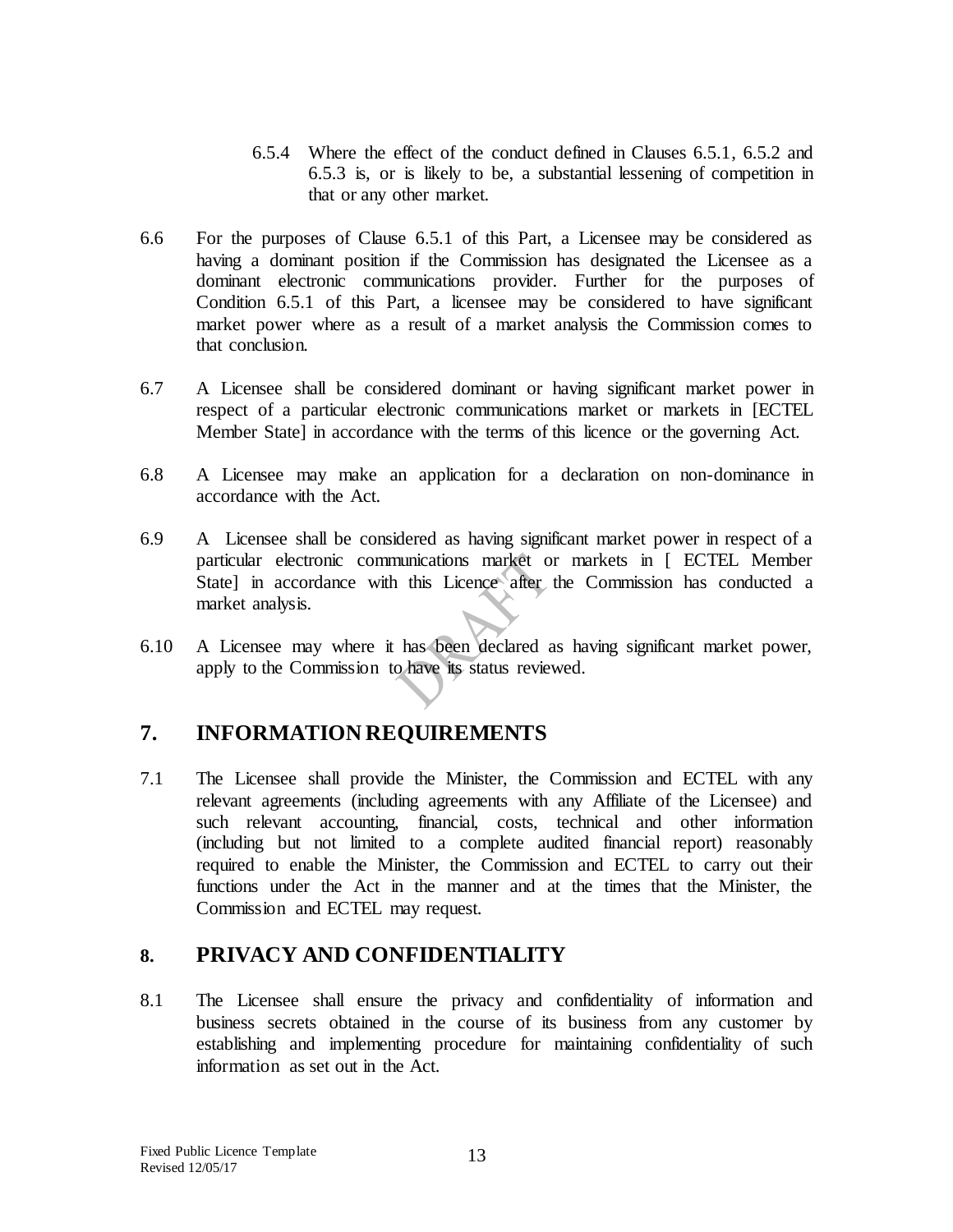6.5.4 Where the effect of the conduct defined in Clauses 6.5.1, 6.5.2 and 6.5.3 is, or is likely to be, a substantial lessening of competition in that or any other market.

6.6 For the purposes of Clause 6.5.1 of this Part, a Licensee may be considered as having a dominant position if the Commission has designated the Licensee as a dominant electronic communications provider. Further for the purposes of Condition 6.5.1 of this Part, a licensee may be considered to have significant market power where as a result of a market analysis the Commission comes to that conclusion.

6.7 A Licensee shall be considered dominant or having significant market power in respect of a particular electronic communications market or markets in [ECTEL Member State] in accordance with the terms of this licence or the governing Act.

6.8 A Licensee may make an application for a declaration on non-dominance in accordance with the Act.

6.9 A Licensee shall be considered as having significant market power in respect of a particular electronic communications market or markets in [ ECTEL Member State] in accordance with this Licence after the Commission has conducted a market analysis.

6.10 A Licensee may where it has been declared as having significant market power, apply to the Commission to have its status reviewed.

## 7. INFORMATION REQUIREMENTS

7.1 The Licensee shall provide the Minister, the Commission and ECTEL with any relevant agreements (including agreements with any Affiliate of the Licensee) and such relevant accounting, financial, costs, technical and other information (including but not limited to a complete audited financial report) reasonably required to enable the Minister, the Commission and ECTEL to carry out their functions under the Act in the manner and at the times that the Minister, the Commission and ECTEL may request.

## 8. PRIVACY AND CONFIDENTIALITY

8.1 The Licensee shall ensure the privacy and confidentiality of information and business secrets obtained in the course of its business from any customer by establishing and implementing procedure for maintaining confidentiality of such information as set out in the Act.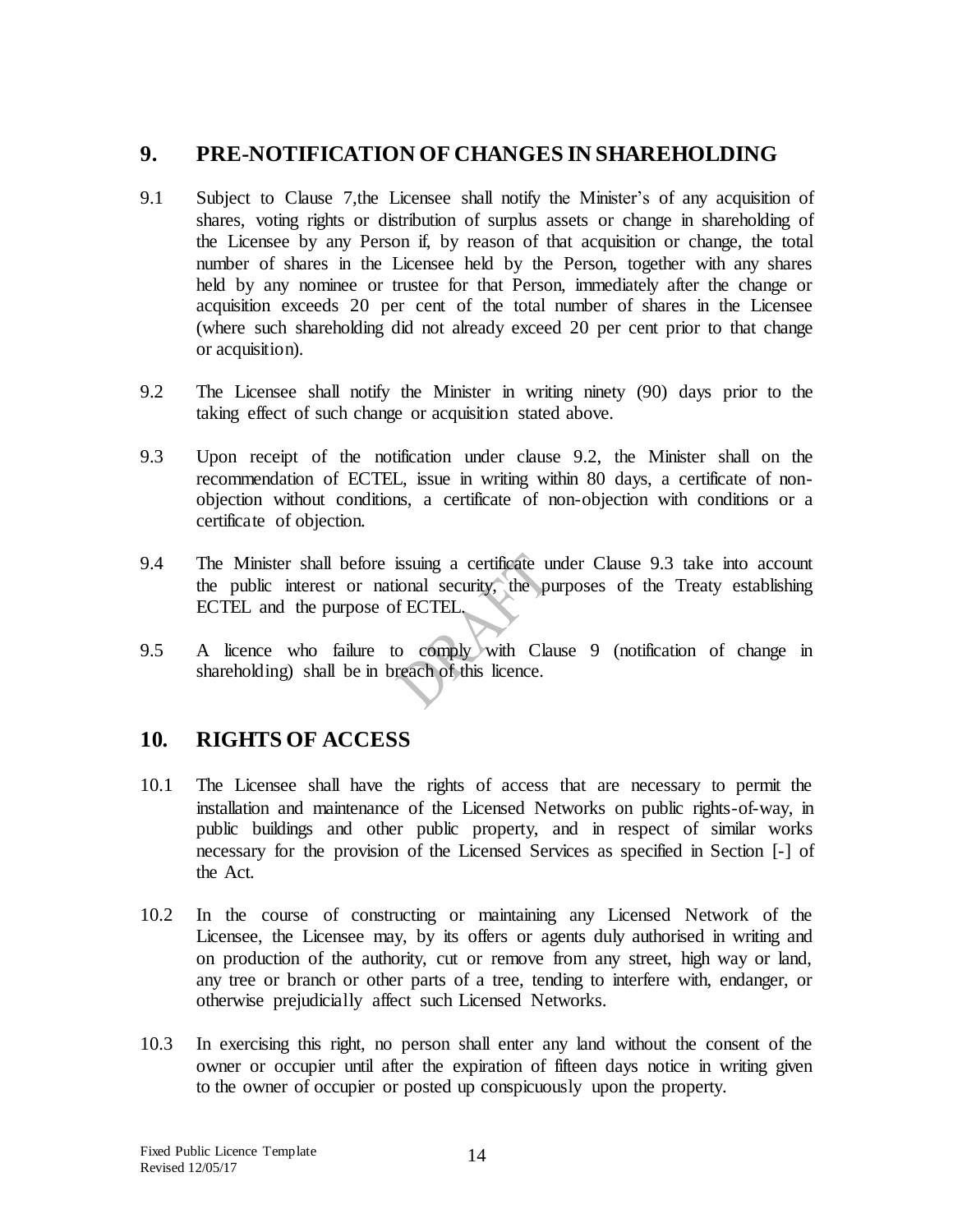## 9. PRE-NOTIFICATION OF CHANGES IN SHAREHOLDING

9.1 Subject to Clause 7,the Licensee shall notify the Minister's of any acquisition of shares, voting rights or distribution of surplus assets or change in shareholding of the Licensee by any Person if, by reason of that acquisition or change, the total number of shares in the Licensee held by the Person, together with any shares held by any nominee or trustee for that Person, immediately after the change or acquisition exceeds 20 per cent of the total number of shares in the Licensee (where such shareholding did not already exceed 20 per cent prior to that change or acquisition).

9.2 The Licensee shall notify the Minister in writing ninety (90) days prior to the taking effect of such change or acquisition stated above.

9.3 Upon receipt of the notification under clause 9.2, the Minister shall on the recommendation of ECTEL, issue in writing within 80 days, a certificate of non-objection without conditions, a certificate of non-objection with conditions or a certificate of objection.

9.4 The Minister shall before issuing a certificate under Clause 9.3 take into account the public interest or national security, the purposes of the Treaty establishing ECTEL and the purpose of ECTEL.

9.5 A licence who failure to comply with Clause 9 (notification of change in shareholding) shall be in breach of this licence.

## 10. RIGHTS OF ACCESS

10.1 The Licensee shall have the rights of access that are necessary to permit the installation and maintenance of the Licensed Networks on public rights-of-way, in public buildings and other public property, and in respect of similar works necessary for the provision of the Licensed Services as specified in Section [-] of the Act.

10.2 In the course of constructing or maintaining any Licensed Network of the Licensee, the Licensee may, by its offers or agents duly authorised in writing and on production of the authority, cut or remove from any street, high way or land, any tree or branch or other parts of a tree, tending to interfere with, endanger, or otherwise prejudicially affect such Licensed Networks.

10.3 In exercising this right, no person shall enter any land without the consent of the owner or occupier until after the expiration of fifteen days notice in writing given to the owner of occupier or posted up conspicuously upon the property.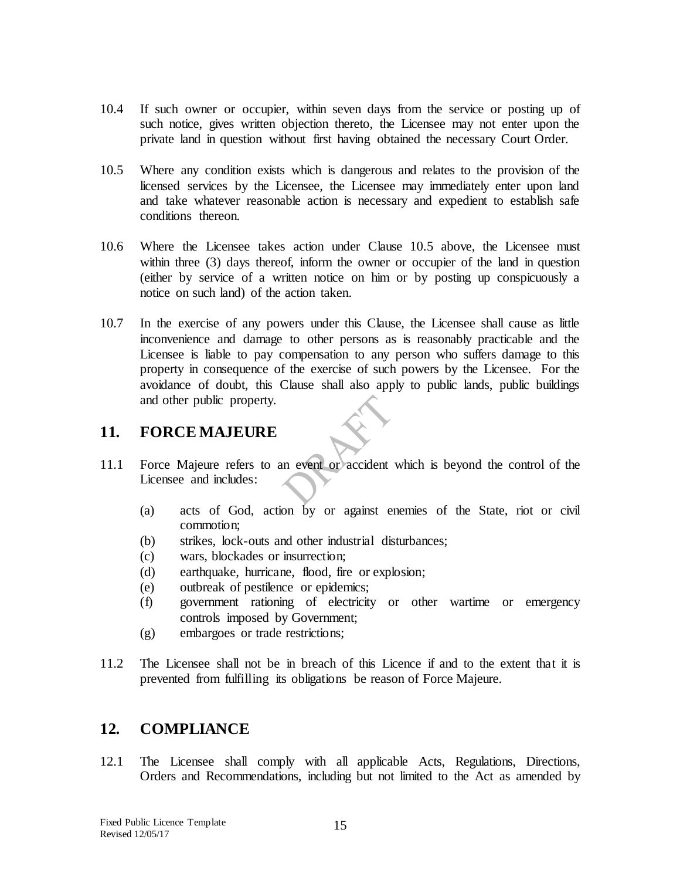10.4 If such owner or occupier, within seven days from the service or posting up of such notice, gives written objection thereto, the Licensee may not enter upon the private land in question without first having obtained the necessary Court Order.

10.5 Where any condition exists which is dangerous and relates to the provision of the licensed services by the Licensee, the Licensee may immediately enter upon land and take whatever reasonable action is necessary and expedient to establish safe conditions thereon.

10.6 Where the Licensee takes action under Clause 10.5 above, the Licensee must within three (3) days thereof, inform the owner or occupier of the land in question (either by service of a written notice on him or by posting up conspicuously a notice on such land) of the action taken.

10.7 In the exercise of any powers under this Clause, the Licensee shall cause as little inconvenience and damage to other persons as is reasonably practicable and the Licensee is liable to pay compensation to any person who suffers damage to this property in consequence of the exercise of such powers by the Licensee. For the avoidance of doubt, this Clause shall also apply to public lands, public buildings and other public property.

## 11. FORCE MAJEURE

11.1 Force Majeure refers to an event or accident which is beyond the control of the Licensee and includes:

- (a) acts of God, action by or against enemies of the State, riot or civil commotion;
- (b) strikes, lock-outs and other industrial disturbances;
- (c) wars, blockades or insurrection;
- (d) earthquake, hurricane, flood, fire or explosion;
- (e) outbreak of pestilence or epidemics;
- (f) government rationing of electricity or other wartime or emergency controls imposed by Government;
- (g) embargoes or trade restrictions;

11.2 The Licensee shall not be in breach of this Licence if and to the extent that it is prevented from fulfilling its obligations be reason of Force Majeure.

## 12. COMPLIANCE

12.1 The Licensee shall comply with all applicable Acts, Regulations, Directions, Orders and Recommendations, including but not limited to the Act as amended by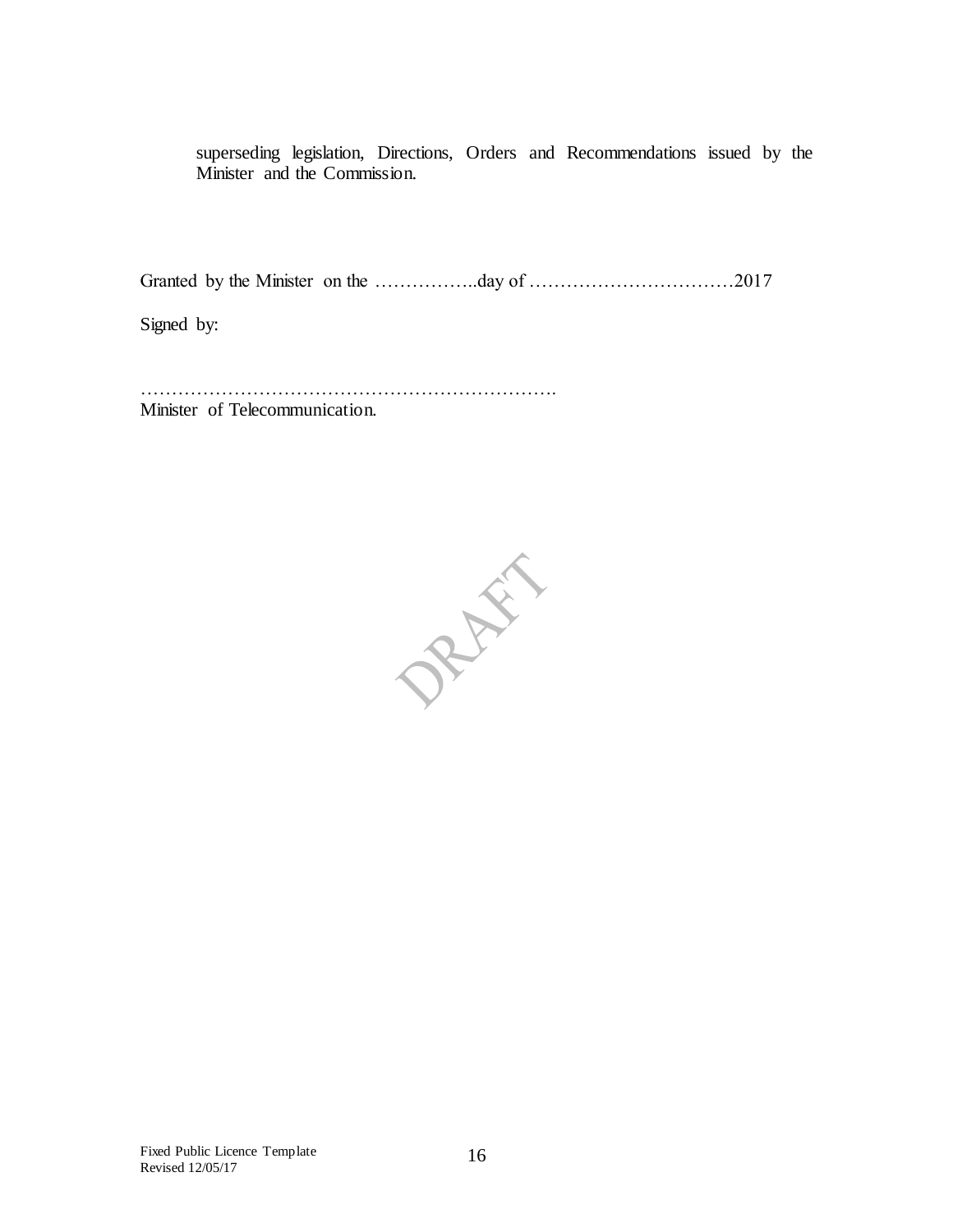superseding legislation, Directions, Orders and Recommendations issued by the Minister and the Commission.

Granted by the Minister on the ……………..day of ……………………………2017

Signed by:

…………………………………………………………
Minister of Telecommunication.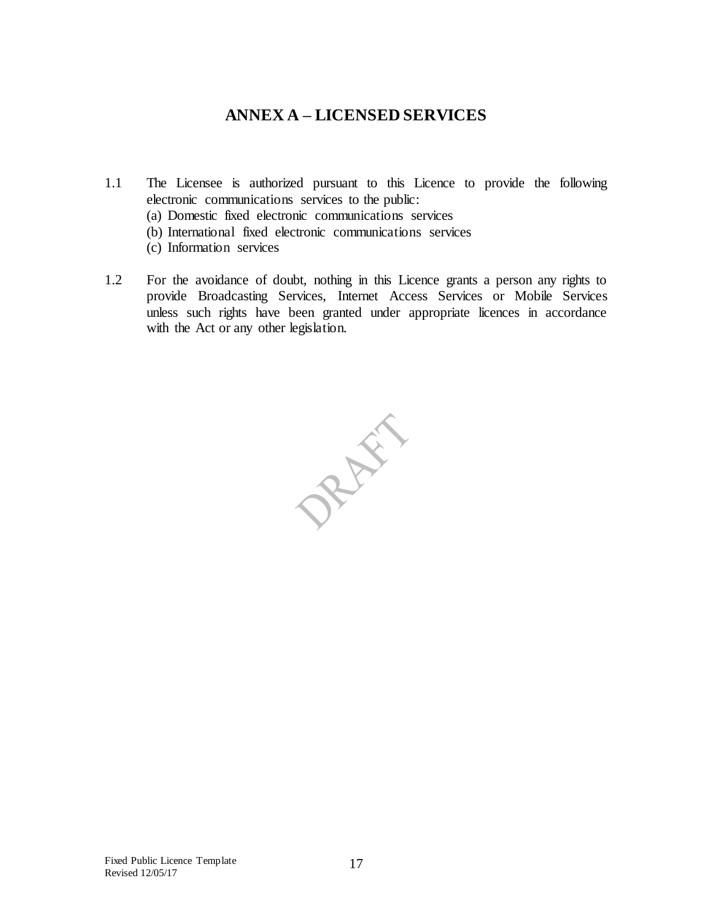# ANNEX A – LICENSED SERVICES

1.1 The Licensee is authorized pursuant to this Licence to provide the following electronic communications services to the public:
   (a) Domestic fixed electronic communications services
   (b) International fixed electronic communications services
   (c) Information services

1.2 For the avoidance of doubt, nothing in this Licence grants a person any rights to provide Broadcasting Services, Internet Access Services or Mobile Services unless such rights have been granted under appropriate licences in accordance with the Act or any other legislation.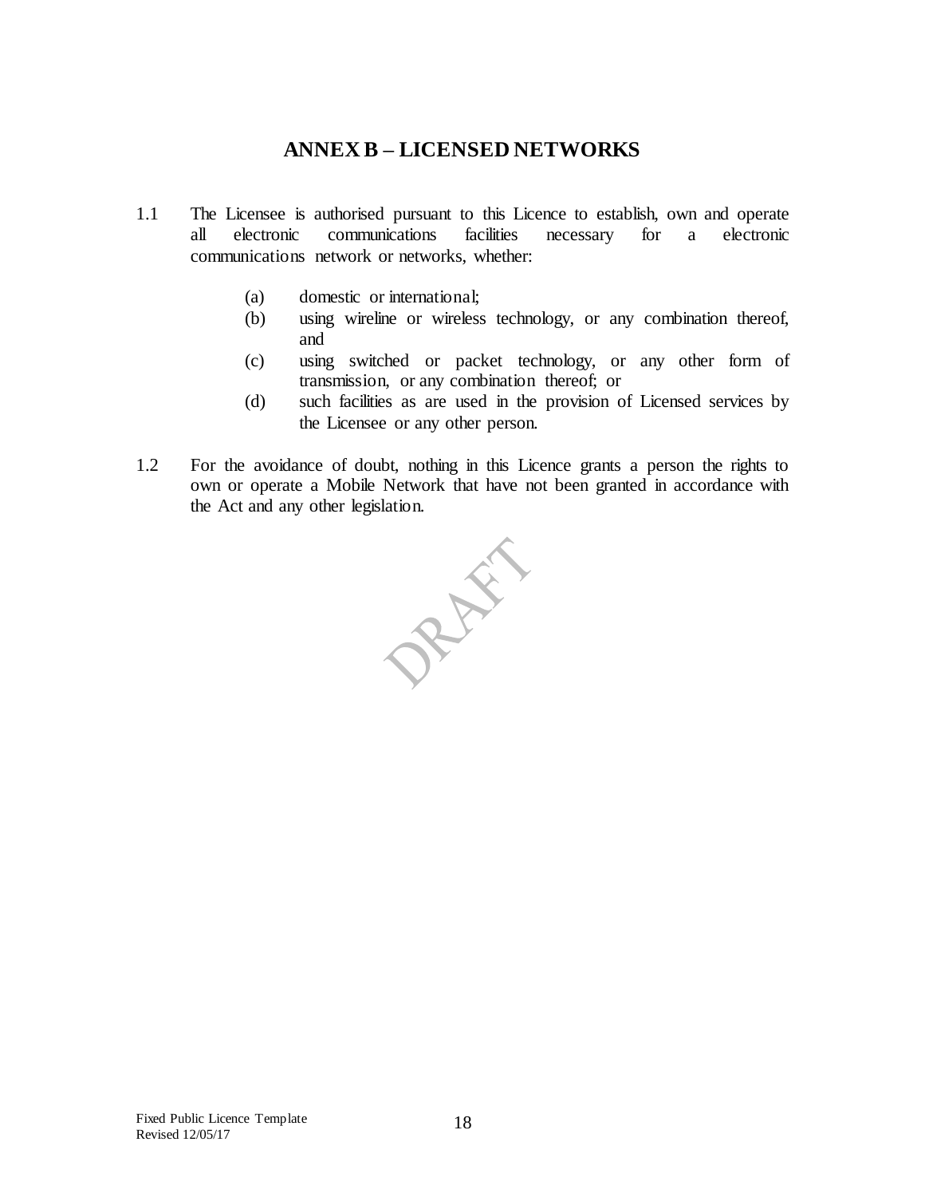## ANNEX B – LICENSED NETWORKS

1.1 The Licensee is authorised pursuant to this Licence to establish, own and operate all electronic communications facilities necessary for a electronic communications network or networks, whether:

- (a) domestic or international;
- (b) using wireline or wireless technology, or any combination thereof, and
- (c) using switched or packet technology, or any other form of transmission, or any combination thereof; or
- (d) such facilities as are used in the provision of Licensed services by the Licensee or any other person.

1.2 For the avoidance of doubt, nothing in this Licence grants a person the rights to own or operate a Mobile Network that have not been granted in accordance with the Act and any other legislation.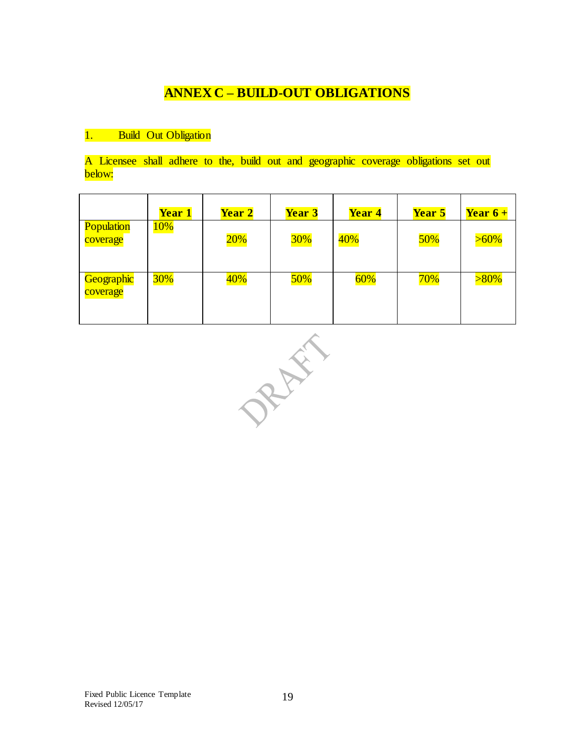# ANNEX C – BUILD-OUT OBLIGATIONS

1. Build Out Obligation

A Licensee shall adhere to the, build out and geographic coverage obligations set out below:

| | **Year 1** | **Year 2** | **Year 3** | **Year 4** | **Year 5** | **Year 6 +** |
|---|---|---|---|---|---|---|
| Population coverage | 10% | 20% | 30% | 40% | 50% | >60% |
| Geographic coverage | 30% | 40% | 50% | 60% | 70% | >80% |

DRAFT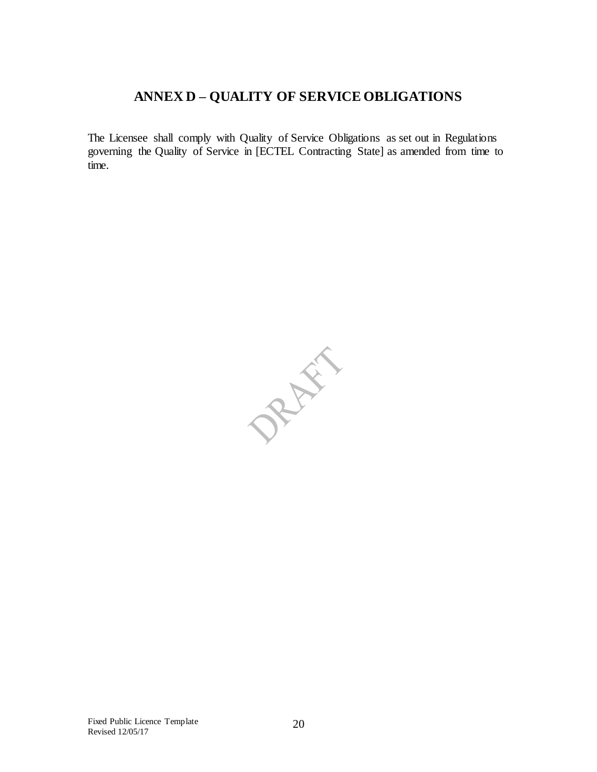# ANNEX D – QUALITY OF SERVICE OBLIGATIONS

The Licensee shall comply with Quality of Service Obligations as set out in Regulations governing the Quality of Service in [ECTEL Contracting State] as amended from time to time.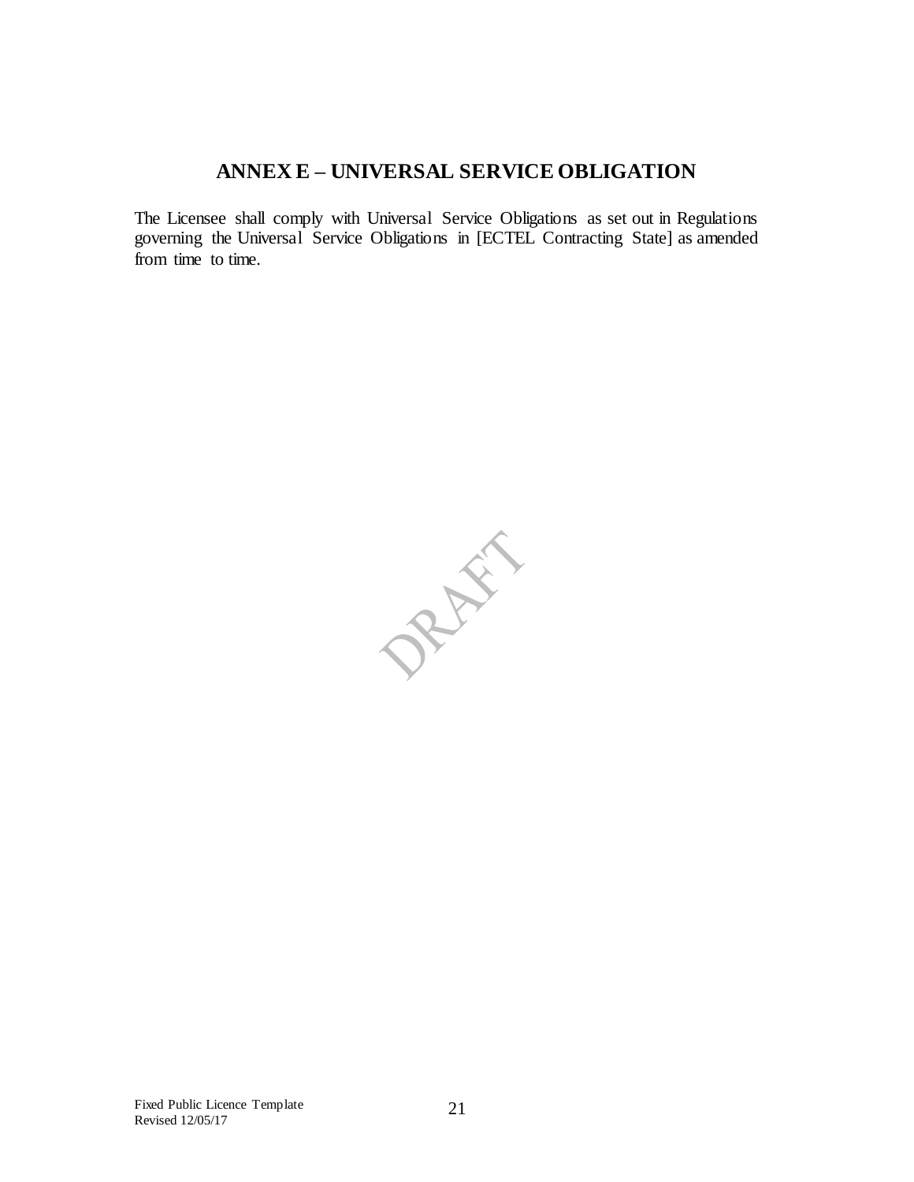## ANNEX E – UNIVERSAL SERVICE OBLIGATION

The Licensee shall comply with Universal Service Obligations as set out in Regulations governing the Universal Service Obligations in [ECTEL Contracting State] as amended from time to time.